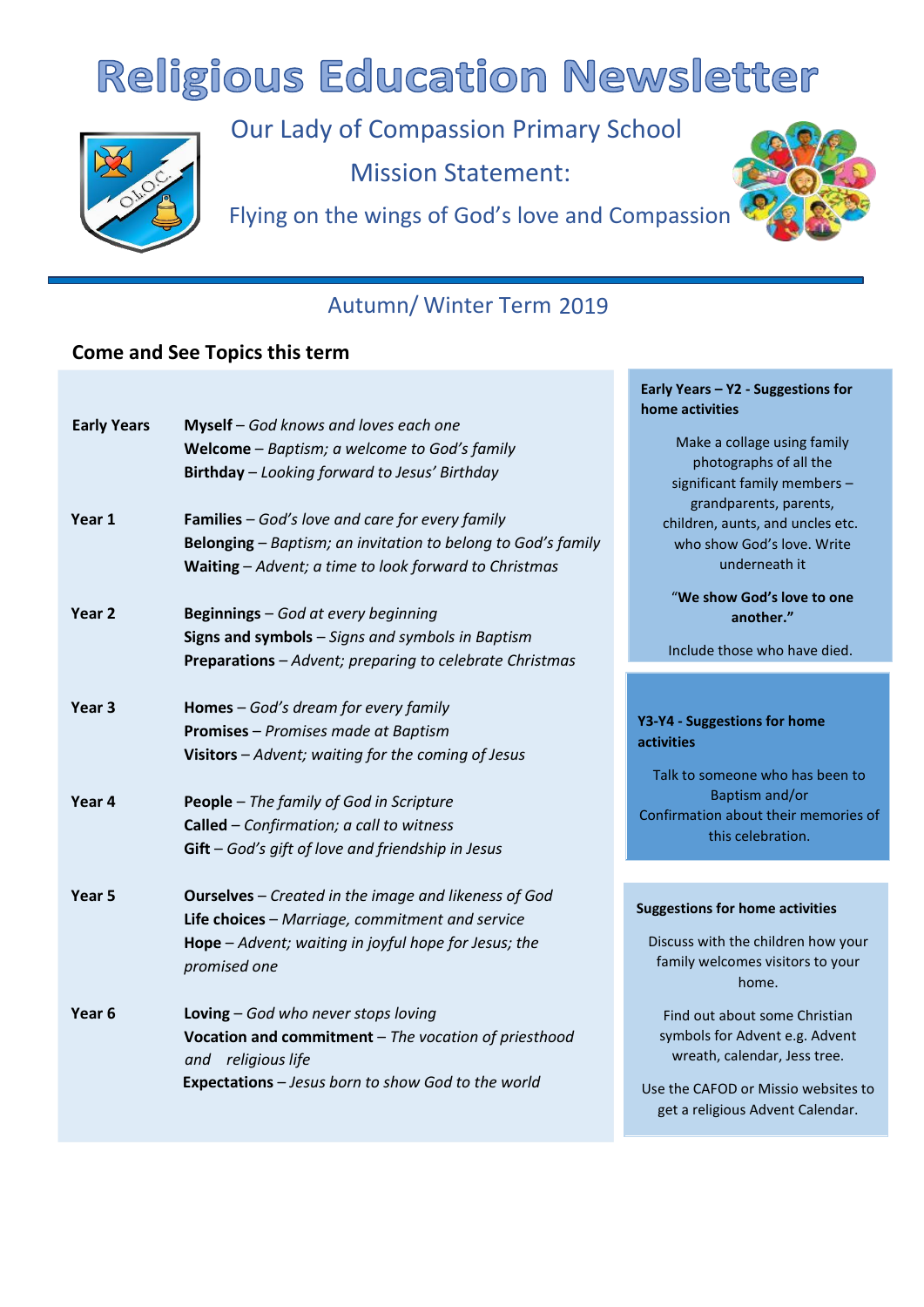# Religious Education Newsletter

Our Lady of Compassion Primary School

Mission Statement:

Flying on the wings of God's love and Compassion

## Autumn/ Winter Term 2019

### Come and See Topics this term

| | |
|---|---|
| **Early Years** | **Myself** – *God knows and loves each one*<br>**Welcome** – *Baptism; a welcome to God's family*<br>**Birthday** – *Looking forward to Jesus' Birthday* |
| **Year 1** | **Families** – *God's love and care for every family*<br>**Belonging** – *Baptism; an invitation to belong to God's family*<br>**Waiting** – *Advent; a time to look forward to Christmas* |
| **Year 2** | **Beginnings** – *God at every beginning*<br>**Signs and symbols** – *Signs and symbols in Baptism*<br>**Preparations** – *Advent; preparing to celebrate Christmas* |
| **Year 3** | **Homes** – *God's dream for every family*<br>**Promises** – *Promises made at Baptism*<br>**Visitors** – *Advent; waiting for the coming of Jesus* |
| **Year 4** | **People** – *The family of God in Scripture*<br>**Called** – *Confirmation; a call to witness*<br>**Gift** – *God's gift of love and friendship in Jesus* |
| **Year 5** | **Ourselves** – *Created in the image and likeness of God*<br>**Life choices** – *Marriage, commitment and service*<br>**Hope** – *Advent; waiting in joyful hope for Jesus; the promised one* |
| **Year 6** | **Loving** – *God who never stops loving*<br>**Vocation and commitment** – *The vocation of priesthood and religious life*<br>**Expectations** – *Jesus born to show God to the world* |

**Early Years – Y2 - Suggestions for home activities**

Make a collage using family photographs of all the significant family members – grandparents, parents, children, aunts, and uncles etc. who show God's love. Write underneath it

"**We show God's love to one another.**"

Include those who have died.

**Y3-Y4 - Suggestions for home activities**

Talk to someone who has been to Baptism and/or Confirmation about their memories of this celebration.

**Suggestions for home activities**

Discuss with the children how your family welcomes visitors to your home.

Find out about some Christian symbols for Advent e.g. Advent wreath, calendar, Jess tree.

Use the CAFOD or Missio websites to get a religious Advent Calendar.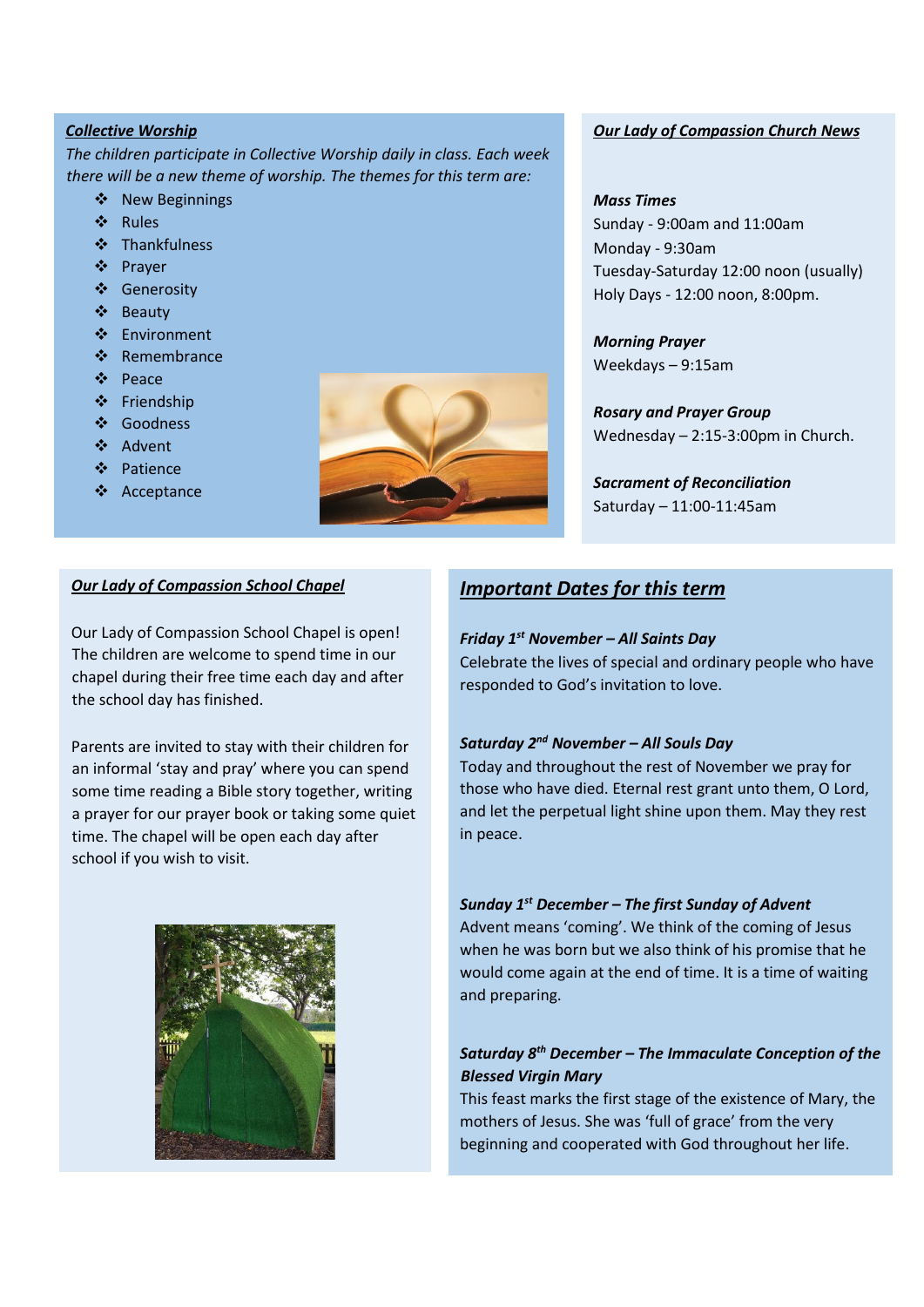## Collective Worship

*The children participate in Collective Worship daily in class. Each week there will be a new theme of worship. The themes for this term are:*

- New Beginnings
- Rules
- Thankfulness
- Prayer
- Generosity
- Beauty
- Environment
- Remembrance
- Peace
- Friendship
- Goodness
- Advent
- Patience
- Acceptance

## Our Lady of Compassion Church News

***Mass Times***

Sunday - 9:00am and 11:00am
Monday - 9:30am
Tuesday-Saturday 12:00 noon (usually)
Holy Days - 12:00 noon, 8:00pm.

***Morning Prayer***

Weekdays – 9:15am

***Rosary and Prayer Group***

Wednesday – 2:15-3:00pm in Church.

***Sacrament of Reconciliation***

Saturday – 11:00-11:45am

## Our Lady of Compassion School Chapel

Our Lady of Compassion School Chapel is open! The children are welcome to spend time in our chapel during their free time each day and after the school day has finished.

Parents are invited to stay with their children for an informal 'stay and pray' where you can spend some time reading a Bible story together, writing a prayer for our prayer book or taking some quiet time. The chapel will be open each day after school if you wish to visit.

## Important Dates for this term

***Friday 1st November – All Saints Day***

Celebrate the lives of special and ordinary people who have responded to God's invitation to love.

***Saturday 2nd November – All Souls Day***

Today and throughout the rest of November we pray for those who have died. Eternal rest grant unto them, O Lord, and let the perpetual light shine upon them. May they rest in peace.

***Sunday 1st December – The first Sunday of Advent***

Advent means 'coming'. We think of the coming of Jesus when he was born but we also think of his promise that he would come again at the end of time. It is a time of waiting and preparing.

***Saturday 8th December – The Immaculate Conception of the Blessed Virgin Mary***

This feast marks the first stage of the existence of Mary, the mothers of Jesus. She was 'full of grace' from the very beginning and cooperated with God throughout her life.